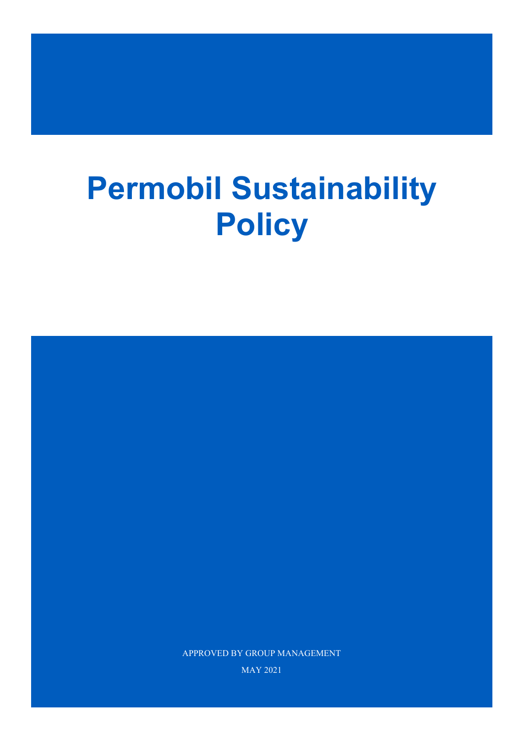# Permobil Sustainability Policy

APPROVED BY GROUP MANAGEMENT

MAY 2021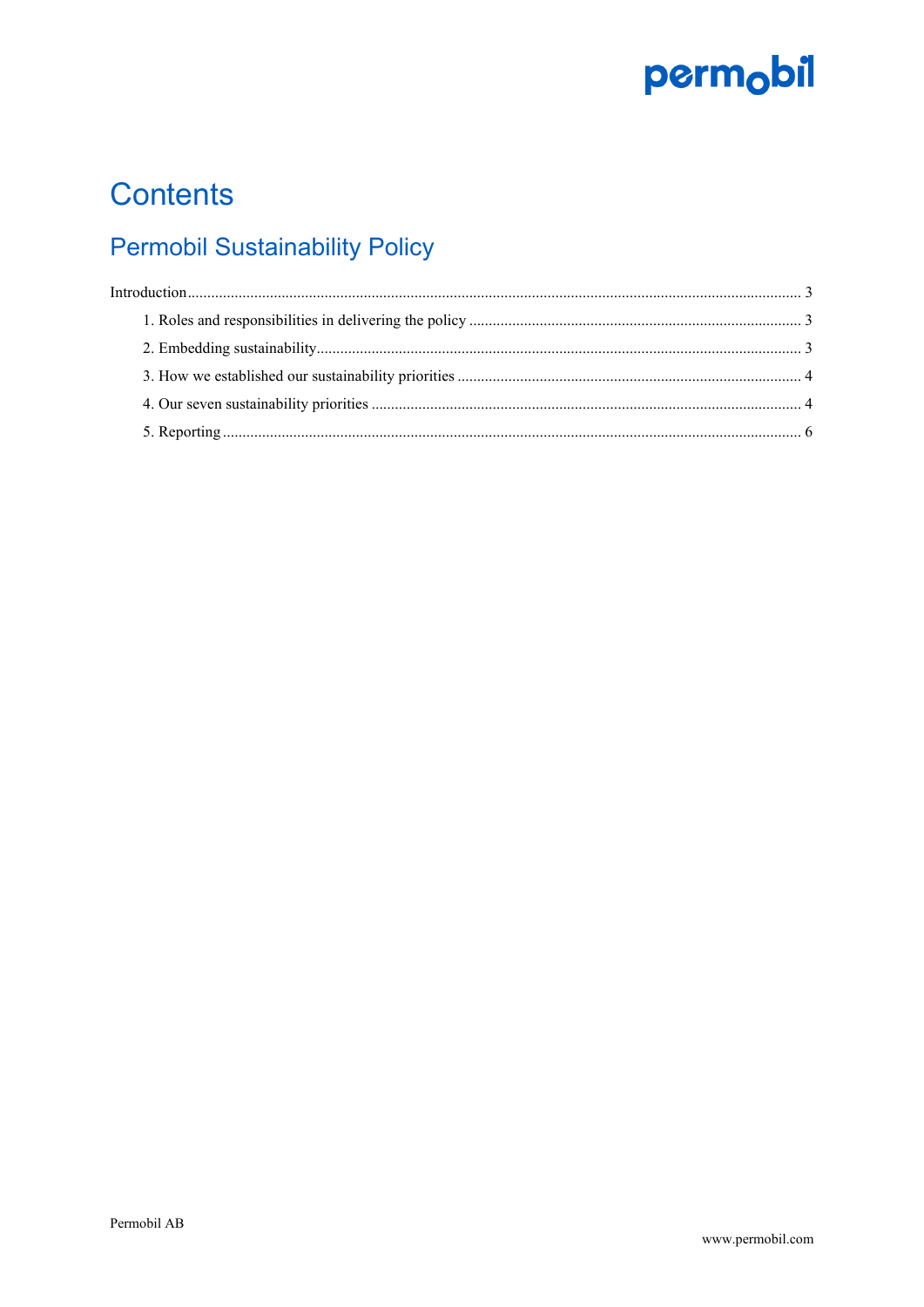# Contents

## Permobil Sustainability Policy

Introduction ........ 3

1. Roles and responsibilities in delivering the policy ........ 3
2. Embedding sustainability ........ 3
3. How we established our sustainability priorities ........ 4
4. Our seven sustainability priorities ........ 4
5. Reporting ........ 6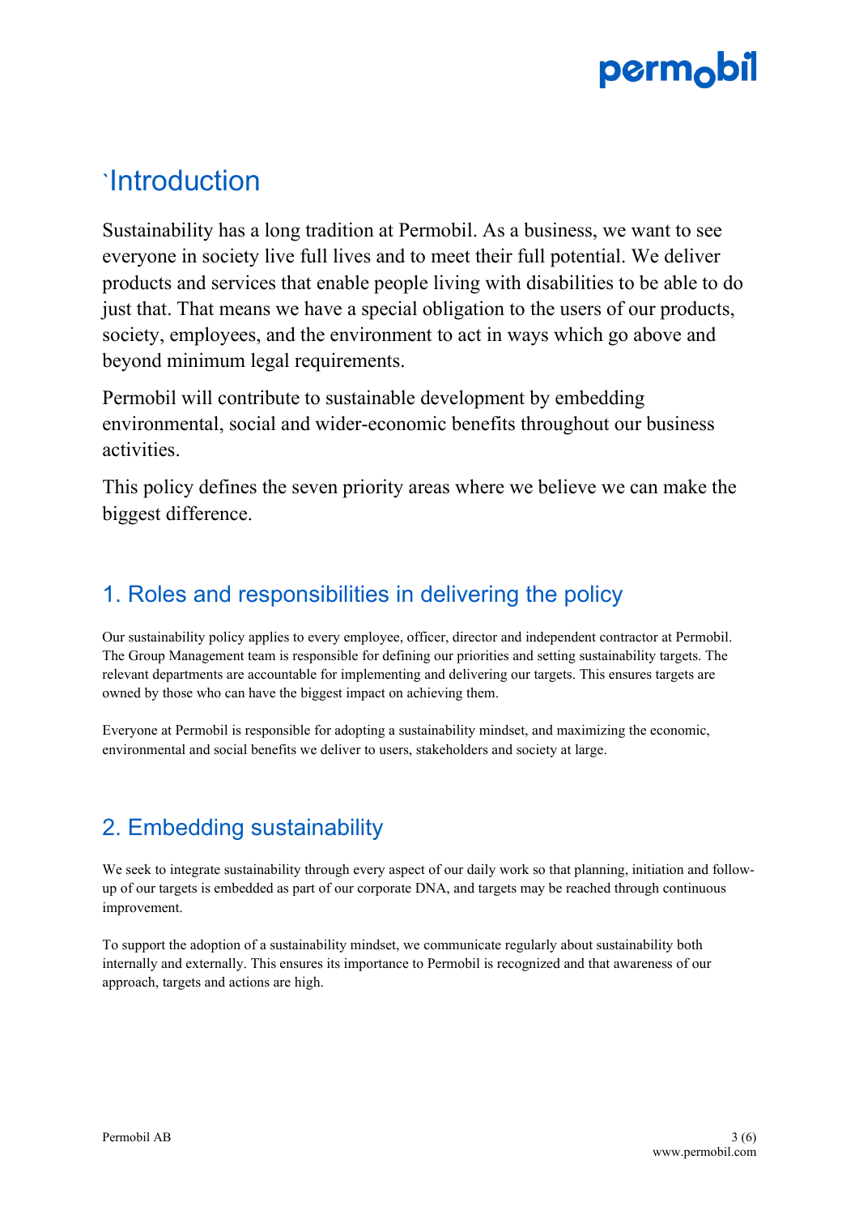# `Introduction

Sustainability has a long tradition at Permobil. As a business, we want to see everyone in society live full lives and to meet their full potential. We deliver products and services that enable people living with disabilities to be able to do just that. That means we have a special obligation to the users of our products, society, employees, and the environment to act in ways which go above and beyond minimum legal requirements.

Permobil will contribute to sustainable development by embedding environmental, social and wider-economic benefits throughout our business activities.

This policy defines the seven priority areas where we believe we can make the biggest difference.

## 1. Roles and responsibilities in delivering the policy

Our sustainability policy applies to every employee, officer, director and independent contractor at Permobil. The Group Management team is responsible for defining our priorities and setting sustainability targets. The relevant departments are accountable for implementing and delivering our targets. This ensures targets are owned by those who can have the biggest impact on achieving them.

Everyone at Permobil is responsible for adopting a sustainability mindset, and maximizing the economic, environmental and social benefits we deliver to users, stakeholders and society at large.

## 2. Embedding sustainability

We seek to integrate sustainability through every aspect of our daily work so that planning, initiation and follow-up of our targets is embedded as part of our corporate DNA, and targets may be reached through continuous improvement.

To support the adoption of a sustainability mindset, we communicate regularly about sustainability both internally and externally. This ensures its importance to Permobil is recognized and that awareness of our approach, targets and actions are high.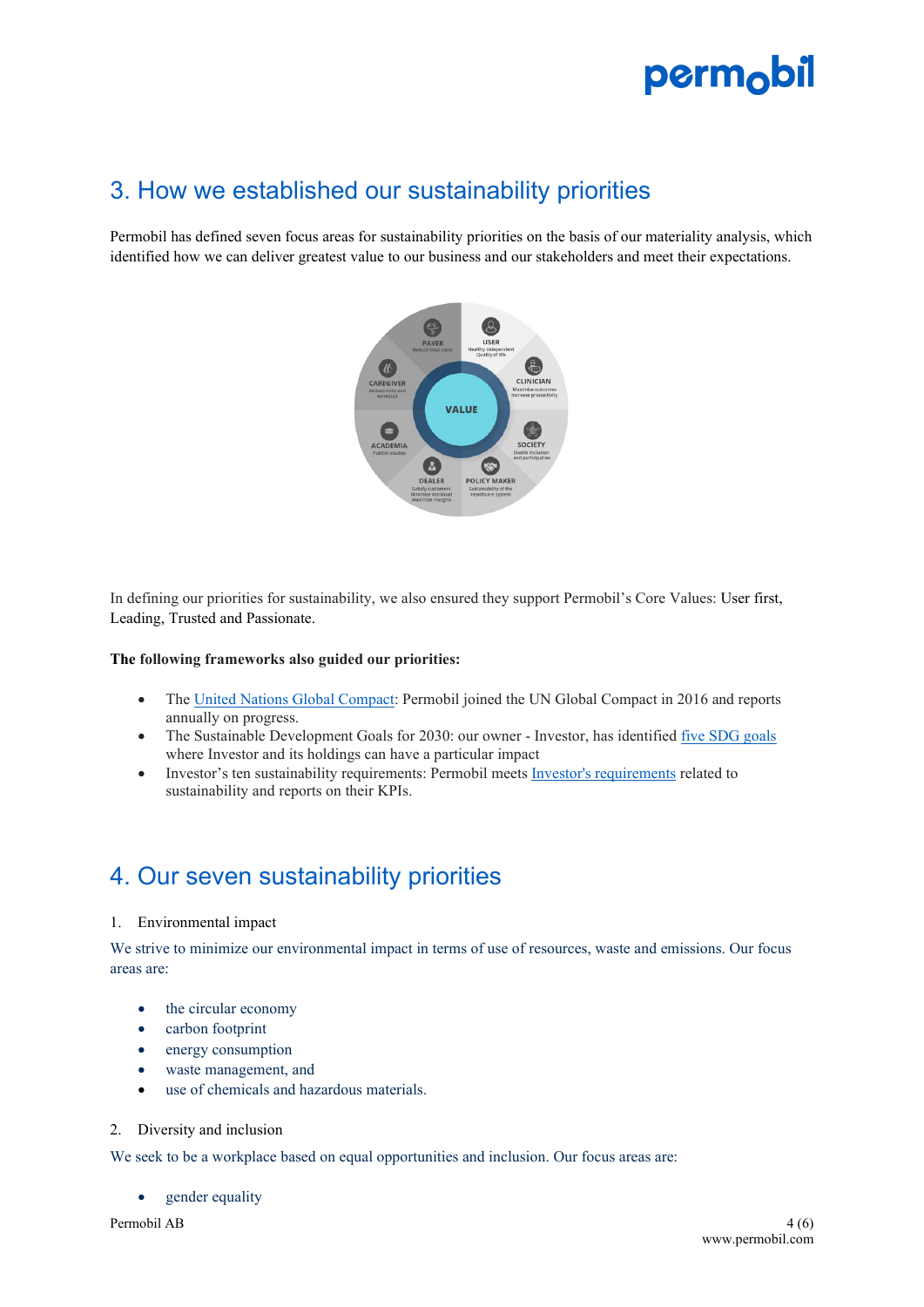## 3. How we established our sustainability priorities

Permobil has defined seven focus areas for sustainability priorities on the basis of our materiality analysis, which identified how we can deliver greatest value to our business and our stakeholders and meet their expectations.

In defining our priorities for sustainability, we also ensured they support Permobil's Core Values: User first, Leading, Trusted and Passionate.

**The following frameworks also guided our priorities:**

- The United Nations Global Compact: Permobil joined the UN Global Compact in 2016 and reports annually on progress.
- The Sustainable Development Goals for 2030: our owner - Investor, has identified five SDG goals where Investor and its holdings can have a particular impact
- Investor's ten sustainability requirements: Permobil meets Investor's requirements related to sustainability and reports on their KPIs.

## 4. Our seven sustainability priorities

1. Environmental impact

We strive to minimize our environmental impact in terms of use of resources, waste and emissions. Our focus areas are:

- the circular economy
- carbon footprint
- energy consumption
- waste management, and
- use of chemicals and hazardous materials.

2. Diversity and inclusion

We seek to be a workplace based on equal opportunities and inclusion. Our focus areas are:

- gender equality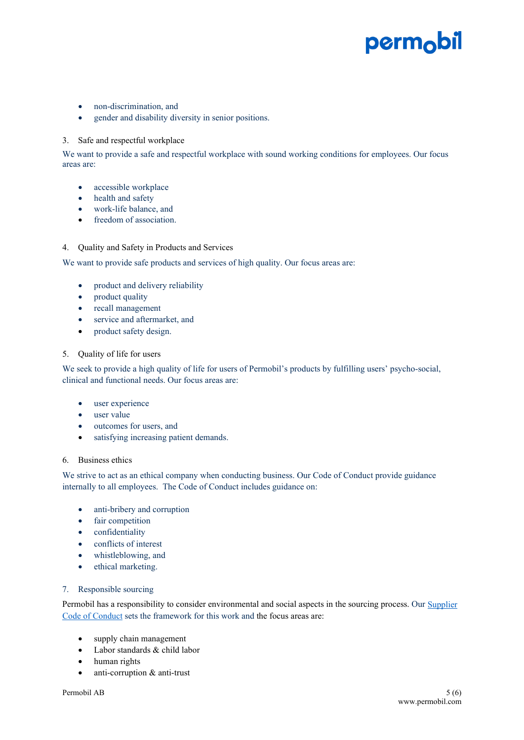- non-discrimination, and
- gender and disability diversity in senior positions.

3. Safe and respectful workplace

We want to provide a safe and respectful workplace with sound working conditions for employees. Our focus areas are:

- accessible workplace
- health and safety
- work-life balance, and
- freedom of association.

4. Quality and Safety in Products and Services

We want to provide safe products and services of high quality. Our focus areas are:

- product and delivery reliability
- product quality
- recall management
- service and aftermarket, and
- product safety design.

5. Quality of life for users

We seek to provide a high quality of life for users of Permobil's products by fulfilling users' psycho-social, clinical and functional needs. Our focus areas are:

- user experience
- user value
- outcomes for users, and
- satisfying increasing patient demands.

6. Business ethics

We strive to act as an ethical company when conducting business. Our Code of Conduct provide guidance internally to all employees. The Code of Conduct includes guidance on:

- anti-bribery and corruption
- fair competition
- confidentiality
- conflicts of interest
- whistleblowing, and
- ethical marketing.

7. Responsible sourcing

Permobil has a responsibility to consider environmental and social aspects in the sourcing process. Our Supplier Code of Conduct sets the framework for this work and the focus areas are:

- supply chain management
- Labor standards & child labor
- human rights
- anti-corruption & anti-trust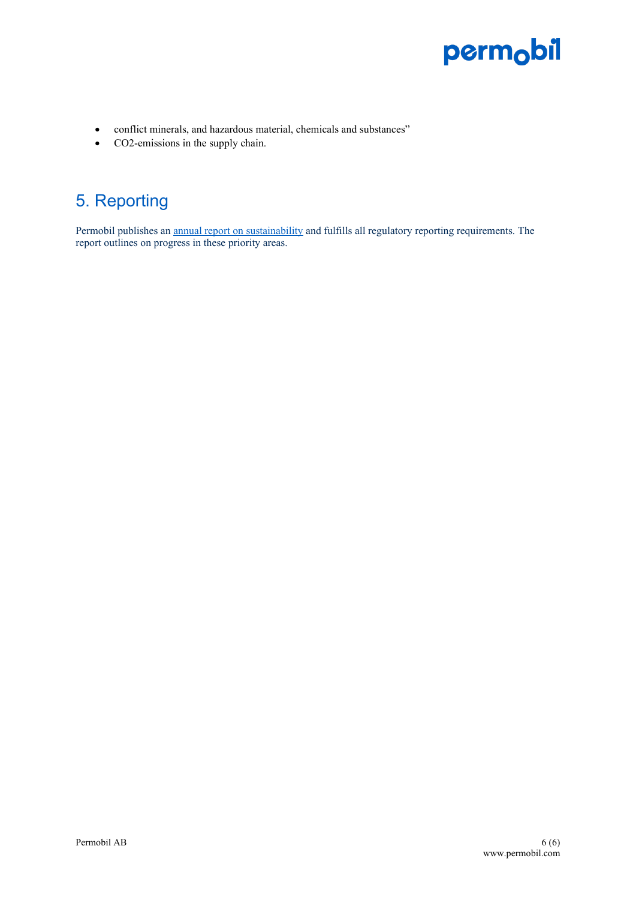- conflict minerals, and hazardous material, chemicals and substances"
- $CO_2$-emissions in the supply chain.

## 5. Reporting

Permobil publishes an annual report on sustainability and fulfills all regulatory reporting requirements. The report outlines on progress in these priority areas.